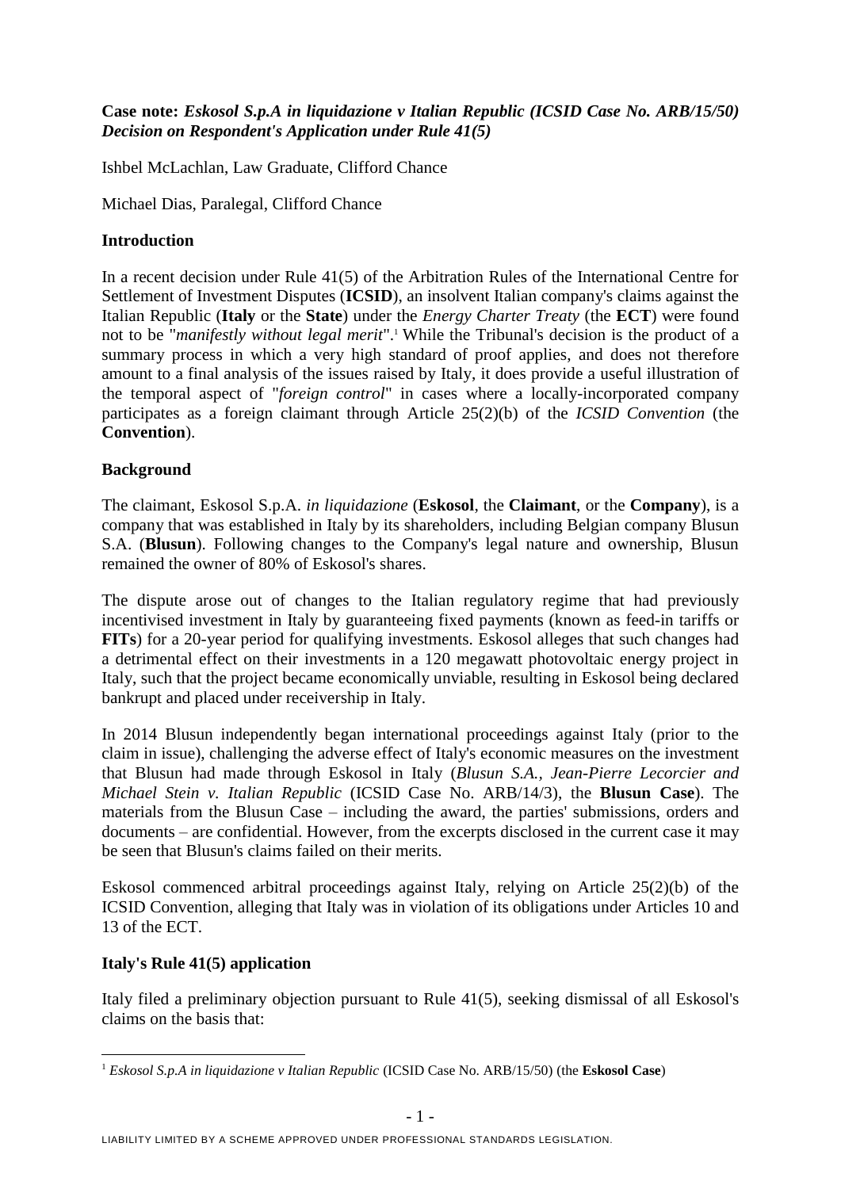**Case note: *Eskosol S.p.A in liquidazione v Italian Republic (ICSID Case No. ARB/15/50) Decision on Respondent's Application under Rule 41(5)***

Ishbel McLachlan, Law Graduate, Clifford Chance

Michael Dias, Paralegal, Clifford Chance

## Introduction

In a recent decision under Rule 41(5) of the Arbitration Rules of the International Centre for Settlement of Investment Disputes (**ICSID**), an insolvent Italian company's claims against the Italian Republic (**Italy** or the **State**) under the *Energy Charter Treaty* (the **ECT**) were found not to be "*manifestly without legal merit*".[1] While the Tribunal's decision is the product of a summary process in which a very high standard of proof applies, and does not therefore amount to a final analysis of the issues raised by Italy, it does provide a useful illustration of the temporal aspect of "*foreign control*" in cases where a locally-incorporated company participates as a foreign claimant through Article 25(2)(b) of the *ICSID Convention* (the **Convention**).

## Background

The claimant, Eskosol S.p.A. *in liquidazione* (**Eskosol**, the **Claimant**, or the **Company**), is a company that was established in Italy by its shareholders, including Belgian company Blusun S.A. (**Blusun**). Following changes to the Company's legal nature and ownership, Blusun remained the owner of 80% of Eskosol's shares.

The dispute arose out of changes to the Italian regulatory regime that had previously incentivised investment in Italy by guaranteeing fixed payments (known as feed-in tariffs or **FITs**) for a 20-year period for qualifying investments. Eskosol alleges that such changes had a detrimental effect on their investments in a 120 megawatt photovoltaic energy project in Italy, such that the project became economically unviable, resulting in Eskosol being declared bankrupt and placed under receivership in Italy.

In 2014 Blusun independently began international proceedings against Italy (prior to the claim in issue), challenging the adverse effect of Italy's economic measures on the investment that Blusun had made through Eskosol in Italy (*Blusun S.A., Jean-Pierre Lecorcier and Michael Stein v. Italian Republic* (ICSID Case No. ARB/14/3), the **Blusun Case**). The materials from the Blusun Case – including the award, the parties' submissions, orders and documents – are confidential. However, from the excerpts disclosed in the current case it may be seen that Blusun's claims failed on their merits.

Eskosol commenced arbitral proceedings against Italy, relying on Article 25(2)(b) of the ICSID Convention, alleging that Italy was in violation of its obligations under Articles 10 and 13 of the ECT.

## Italy's Rule 41(5) application

Italy filed a preliminary objection pursuant to Rule 41(5), seeking dismissal of all Eskosol's claims on the basis that:

[1] *Eskosol S.p.A in liquidazione v Italian Republic* (ICSID Case No. ARB/15/50) (the **Eskosol Case**)

LIABILITY LIMITED BY A SCHEME APPROVED UNDER PROFESSIONAL STANDARDS LEGISLATION.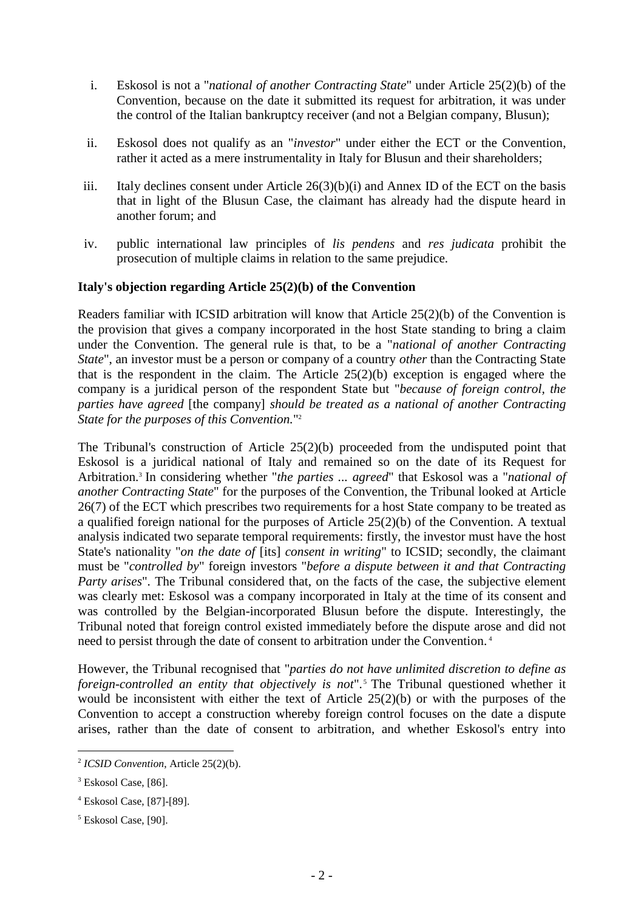i. Eskosol is not a "*national of another Contracting State*" under Article 25(2)(b) of the Convention, because on the date it submitted its request for arbitration, it was under the control of the Italian bankruptcy receiver (and not a Belgian company, Blusun);

ii. Eskosol does not qualify as an "*investor*" under either the ECT or the Convention, rather it acted as a mere instrumentality in Italy for Blusun and their shareholders;

iii. Italy declines consent under Article 26(3)(b)(i) and Annex ID of the ECT on the basis that in light of the Blusun Case, the claimant has already had the dispute heard in another forum; and

iv. public international law principles of *lis pendens* and *res judicata* prohibit the prosecution of multiple claims in relation to the same prejudice.

**Italy's objection regarding Article 25(2)(b) of the Convention**

Readers familiar with ICSID arbitration will know that Article 25(2)(b) of the Convention is the provision that gives a company incorporated in the host State standing to bring a claim under the Convention. The general rule is that, to be a "*national of another Contracting State*", an investor must be a person or company of a country *other* than the Contracting State that is the respondent in the claim. The Article 25(2)(b) exception is engaged where the company is a juridical person of the respondent State but "*because of foreign control, the parties have agreed* [the company] *should be treated as a national of another Contracting State for the purposes of this Convention.*"[2]

The Tribunal's construction of Article 25(2)(b) proceeded from the undisputed point that Eskosol is a juridical national of Italy and remained so on the date of its Request for Arbitration.[3] In considering whether "*the parties ... agreed*" that Eskosol was a "*national of another Contracting State*" for the purposes of the Convention, the Tribunal looked at Article 26(7) of the ECT which prescribes two requirements for a host State company to be treated as a qualified foreign national for the purposes of Article 25(2)(b) of the Convention. A textual analysis indicated two separate temporal requirements: firstly, the investor must have the host State's nationality "*on the date of* [its] *consent in writing*" to ICSID; secondly, the claimant must be "*controlled by*" foreign investors "*before a dispute between it and that Contracting Party arises*". The Tribunal considered that, on the facts of the case, the subjective element was clearly met: Eskosol was a company incorporated in Italy at the time of its consent and was controlled by the Belgian-incorporated Blusun before the dispute. Interestingly, the Tribunal noted that foreign control existed immediately before the dispute arose and did not need to persist through the date of consent to arbitration under the Convention.[4]

However, the Tribunal recognised that "*parties do not have unlimited discretion to define as foreign-controlled an entity that objectively is not*".[5] The Tribunal questioned whether it would be inconsistent with either the text of Article 25(2)(b) or with the purposes of the Convention to accept a construction whereby foreign control focuses on the date a dispute arises, rather than the date of consent to arbitration, and whether Eskosol's entry into

[2] *ICSID Convention*, Article 25(2)(b).

[3] Eskosol Case, [86].

[4] Eskosol Case, [87]-[89].

[5] Eskosol Case, [90].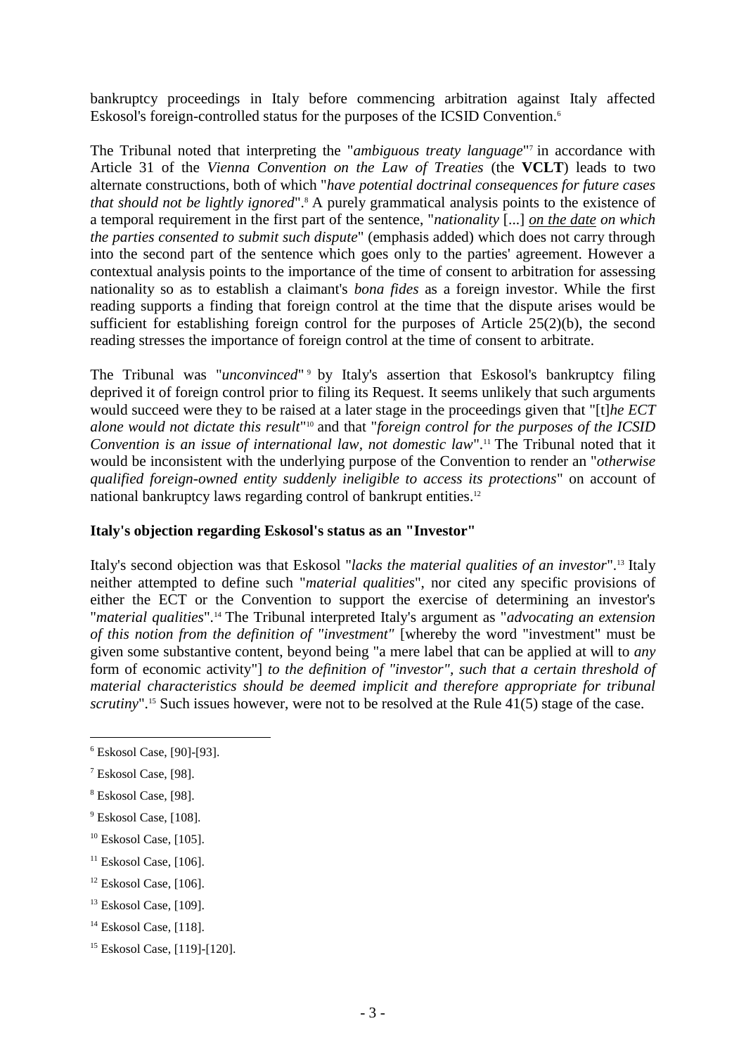bankruptcy proceedings in Italy before commencing arbitration against Italy affected Eskosol's foreign-controlled status for the purposes of the ICSID Convention.[6]

The Tribunal noted that interpreting the "*ambiguous treaty language*"[7] in accordance with Article 31 of the *Vienna Convention on the Law of Treaties* (the **VCLT**) leads to two alternate constructions, both of which "*have potential doctrinal consequences for future cases that should not be lightly ignored*".[8] A purely grammatical analysis points to the existence of a temporal requirement in the first part of the sentence, "*nationality* [...] *on the date on which the parties consented to submit such dispute*" (emphasis added) which does not carry through into the second part of the sentence which goes only to the parties' agreement. However a contextual analysis points to the importance of the time of consent to arbitration for assessing nationality so as to establish a claimant's *bona fides* as a foreign investor. While the first reading supports a finding that foreign control at the time that the dispute arises would be sufficient for establishing foreign control for the purposes of Article 25(2)(b), the second reading stresses the importance of foreign control at the time of consent to arbitrate.

The Tribunal was "*unconvinced*"[9] by Italy's assertion that Eskosol's bankruptcy filing deprived it of foreign control prior to filing its Request. It seems unlikely that such arguments would succeed were they to be raised at a later stage in the proceedings given that "[t]*he ECT alone would not dictate this result*"[10] and that "*foreign control for the purposes of the ICSID Convention is an issue of international law, not domestic law*".[11] The Tribunal noted that it would be inconsistent with the underlying purpose of the Convention to render an "*otherwise qualified foreign-owned entity suddenly ineligible to access its protections*" on account of national bankruptcy laws regarding control of bankrupt entities.[12]

**Italy's objection regarding Eskosol's status as an "Investor"**

Italy's second objection was that Eskosol "*lacks the material qualities of an investor*".[13] Italy neither attempted to define such "*material qualities*", nor cited any specific provisions of either the ECT or the Convention to support the exercise of determining an investor's "*material qualities*".[14] The Tribunal interpreted Italy's argument as "*advocating an extension of this notion from the definition of "investment"* [whereby the word "investment" must be given some substantive content, beyond being "a mere label that can be applied at will to *any* form of economic activity"] *to the definition of "investor", such that a certain threshold of material characteristics should be deemed implicit and therefore appropriate for tribunal scrutiny*".[15] Such issues however, were not to be resolved at the Rule 41(5) stage of the case.

---

[6] Eskosol Case, [90]-[93].

[7] Eskosol Case, [98].

[8] Eskosol Case, [98].

[9] Eskosol Case, [108].

[10] Eskosol Case, [105].

[11] Eskosol Case, [106].

[12] Eskosol Case, [106].

[13] Eskosol Case, [109].

[14] Eskosol Case, [118].

[15] Eskosol Case, [119]-[120].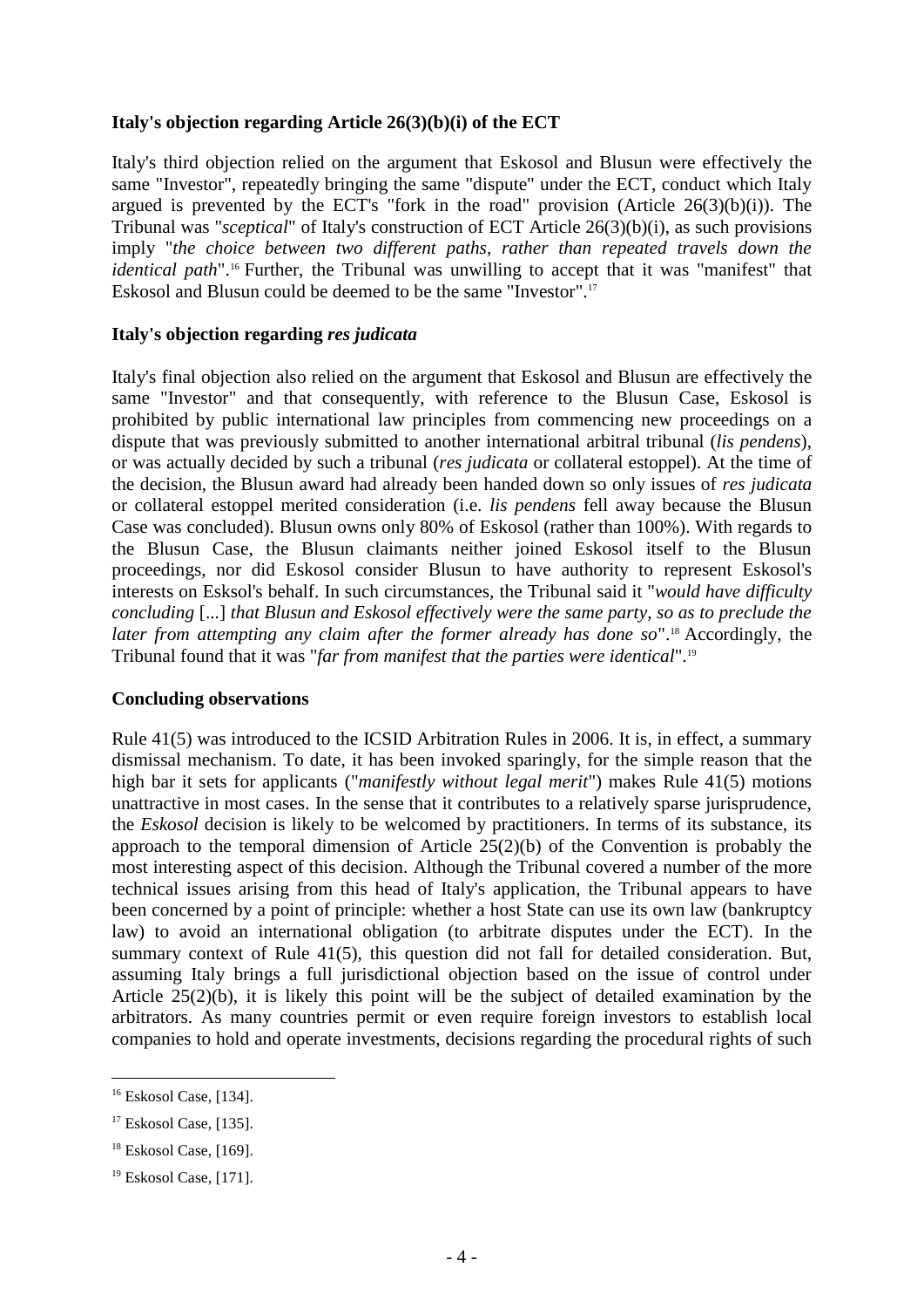**Italy's objection regarding Article 26(3)(b)(i) of the ECT**

Italy's third objection relied on the argument that Eskosol and Blusun were effectively the same "Investor", repeatedly bringing the same "dispute" under the ECT, conduct which Italy argued is prevented by the ECT's "fork in the road" provision (Article 26(3)(b)(i)). The Tribunal was "*sceptical*" of Italy's construction of ECT Article 26(3)(b)(i), as such provisions imply "*the choice between two different paths, rather than repeated travels down the identical path*".[16] Further, the Tribunal was unwilling to accept that it was "manifest" that Eskosol and Blusun could be deemed to be the same "Investor".[17]

**Italy's objection regarding *res judicata***

Italy's final objection also relied on the argument that Eskosol and Blusun are effectively the same "Investor" and that consequently, with reference to the Blusun Case, Eskosol is prohibited by public international law principles from commencing new proceedings on a dispute that was previously submitted to another international arbitral tribunal (*lis pendens*), or was actually decided by such a tribunal (*res judicata* or collateral estoppel). At the time of the decision, the Blusun award had already been handed down so only issues of *res judicata* or collateral estoppel merited consideration (i.e. *lis pendens* fell away because the Blusun Case was concluded). Blusun owns only 80% of Eskosol (rather than 100%). With regards to the Blusun Case, the Blusun claimants neither joined Eskosol itself to the Blusun proceedings, nor did Eskosol consider Blusun to have authority to represent Eskosol's interests on Esksol's behalf. In such circumstances, the Tribunal said it "*would have difficulty concluding* [...] *that Blusun and Eskosol effectively were the same party, so as to preclude the later from attempting any claim after the former already has done so*".[18] Accordingly, the Tribunal found that it was "*far from manifest that the parties were identical*".[19]

**Concluding observations**

Rule 41(5) was introduced to the ICSID Arbitration Rules in 2006. It is, in effect, a summary dismissal mechanism. To date, it has been invoked sparingly, for the simple reason that the high bar it sets for applicants ("*manifestly without legal merit*") makes Rule 41(5) motions unattractive in most cases. In the sense that it contributes to a relatively sparse jurisprudence, the *Eskosol* decision is likely to be welcomed by practitioners. In terms of its substance, its approach to the temporal dimension of Article 25(2)(b) of the Convention is probably the most interesting aspect of this decision. Although the Tribunal covered a number of the more technical issues arising from this head of Italy's application, the Tribunal appears to have been concerned by a point of principle: whether a host State can use its own law (bankruptcy law) to avoid an international obligation (to arbitrate disputes under the ECT). In the summary context of Rule 41(5), this question did not fall for detailed consideration. But, assuming Italy brings a full jurisdictional objection based on the issue of control under Article 25(2)(b), it is likely this point will be the subject of detailed examination by the arbitrators. As many countries permit or even require foreign investors to establish local companies to hold and operate investments, decisions regarding the procedural rights of such

---

[16] Eskosol Case, [134].

[17] Eskosol Case, [135].

[18] Eskosol Case, [169].

[19] Eskosol Case, [171].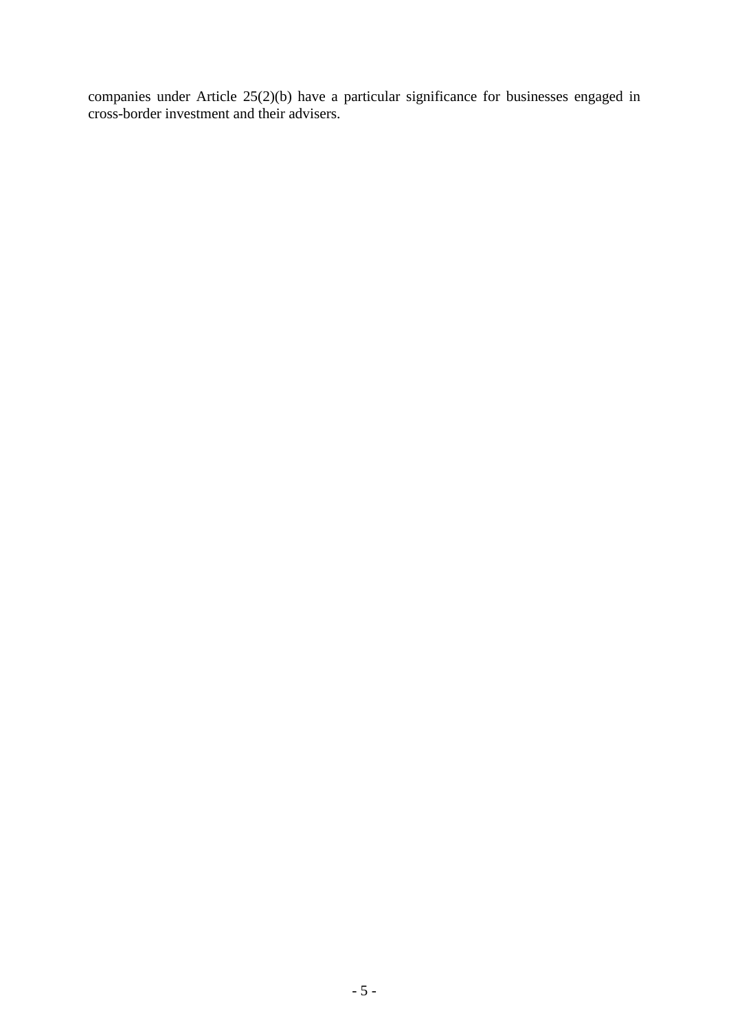companies under Article 25(2)(b) have a particular significance for businesses engaged in cross-border investment and their advisers.